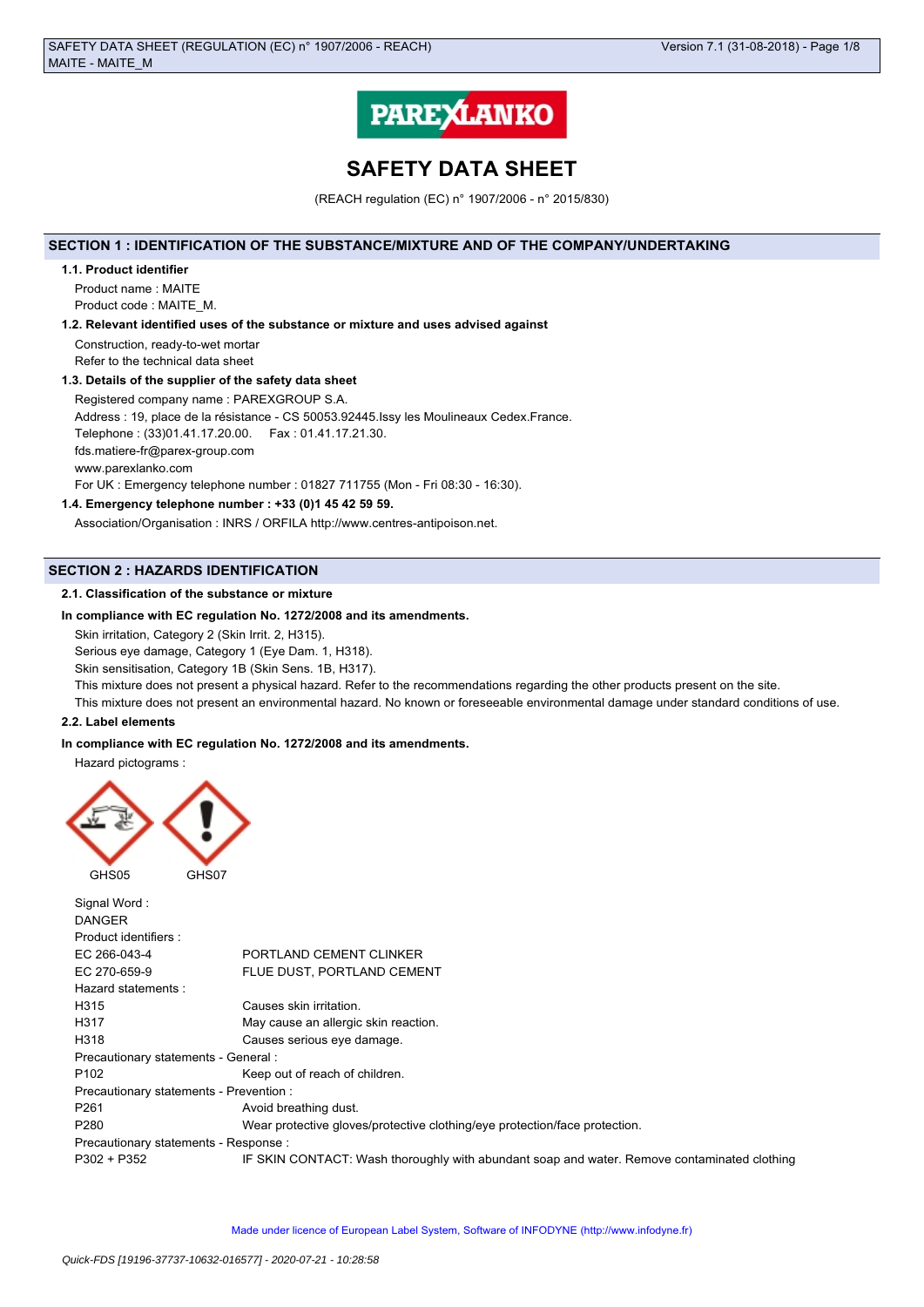# SAFETY DATA SHEET

(REACH regulation (EC) n° 1907/2006 - n° 2015/830)

## SECTION 1 : IDENTIFICATION OF THE SUBSTANCE/MIXTURE AND OF THE COMPANY/UNDERTAKING

### 1.1. Product identifier

Product name : MAITE

Product code : MAITE_M.

### 1.2. Relevant identified uses of the substance or mixture and uses advised against

Construction, ready-to-wet mortar

Refer to the technical data sheet

### 1.3. Details of the supplier of the safety data sheet

Registered company name : PAREXGROUP S.A.

Address : 19, place de la résistance - CS 50053.92445.Issy les Moulineaux Cedex.France.

Telephone : (33)01.41.17.20.00.     Fax : 01.41.17.21.30.

fds.matiere-fr@parex-group.com

www.parexlanko.com

For UK : Emergency telephone number : 01827 711755 (Mon - Fri 08:30 - 16:30).

### 1.4. Emergency telephone number : +33 (0)1 45 42 59 59.

Association/Organisation : INRS / ORFILA http://www.centres-antipoison.net.

## SECTION 2 : HAZARDS IDENTIFICATION

### 2.1. Classification of the substance or mixture

**In compliance with EC regulation No. 1272/2008 and its amendments.**

Skin irritation, Category 2 (Skin Irrit. 2, H315).

Serious eye damage, Category 1 (Eye Dam. 1, H318).

Skin sensitisation, Category 1B (Skin Sens. 1B, H317).

This mixture does not present a physical hazard. Refer to the recommendations regarding the other products present on the site.

This mixture does not present an environmental hazard. No known or foreseeable environmental damage under standard conditions of use.

### 2.2. Label elements

**In compliance with EC regulation No. 1272/2008 and its amendments.**

Hazard pictograms :

GHS05     GHS07

Signal Word :

DANGER

Product identifiers :

| | |
|---|---|
| EC 266-043-4 | PORTLAND CEMENT CLINKER |
| EC 270-659-9 | FLUE DUST, PORTLAND CEMENT |

Hazard statements :

| | |
|---|---|
| H315 | Causes skin irritation. |
| H317 | May cause an allergic skin reaction. |
| H318 | Causes serious eye damage. |

Precautionary statements - General :

| | |
|---|---|
| P102 | Keep out of reach of children. |

Precautionary statements - Prevention :

| | |
|---|---|
| P261 | Avoid breathing dust. |
| P280 | Wear protective gloves/protective clothing/eye protection/face protection. |

Precautionary statements - Response :

| | |
|---|---|
| P302 + P352 | IF SKIN CONTACT: Wash thoroughly with abundant soap and water. Remove contaminated clothing |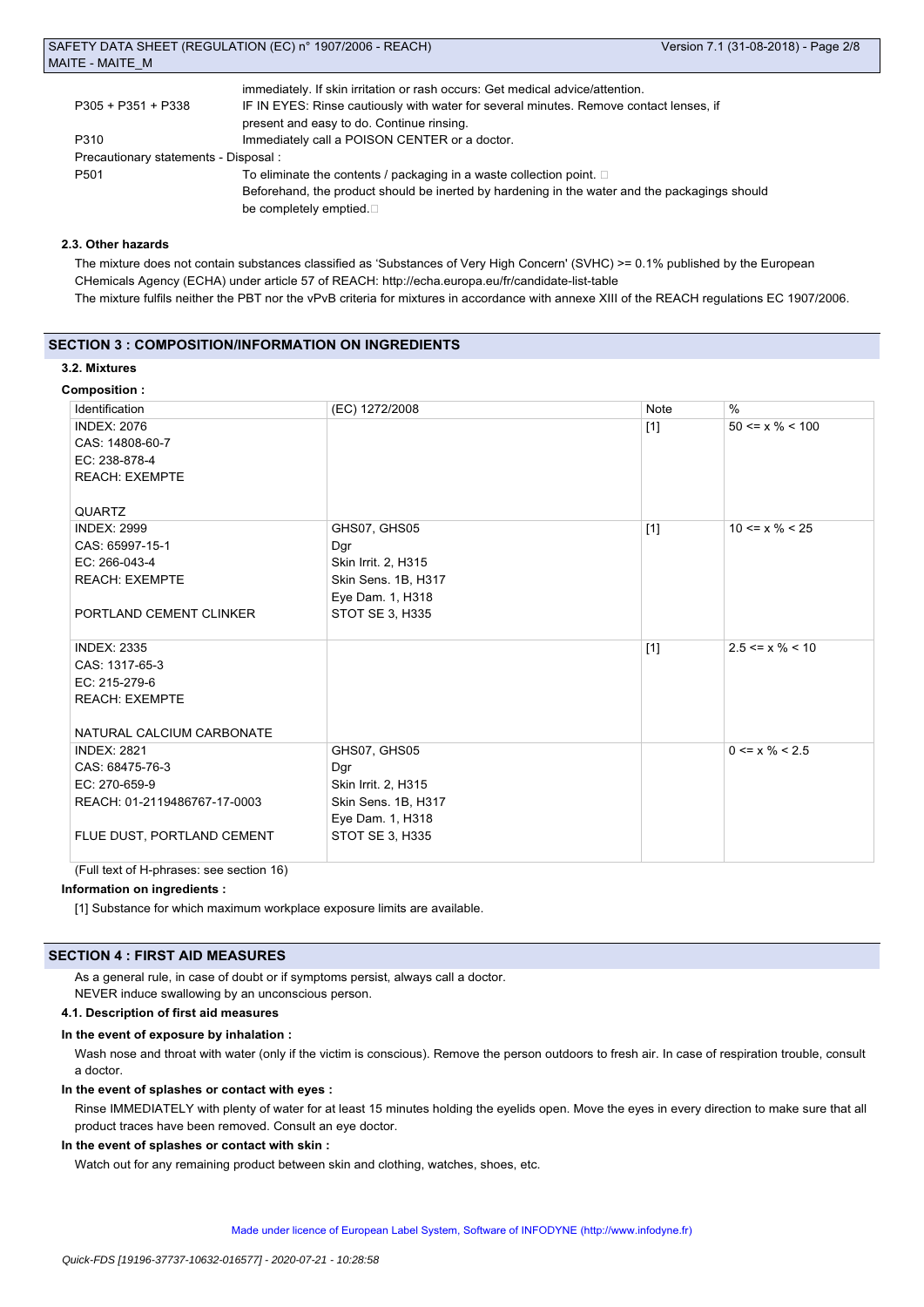| | |
|---|---|
| | immediately. If skin irritation or rash occurs: Get medical advice/attention. |
| P305 + P351 + P338 | IF IN EYES: Rinse cautiously with water for several minutes. Remove contact lenses, if present and easy to do. Continue rinsing. |
| P310 | Immediately call a POISON CENTER or a doctor. |

Precautionary statements - Disposal :

| | |
|---|---|
| P501 | To eliminate the contents / packaging in a waste collection point. Beforehand, the product should be inerted by hardening in the water and the packagings should be completely emptied. |

#### 2.3. Other hazards

The mixture does not contain substances classified as 'Substances of Very High Concern' (SVHC) >= 0.1% published by the European CHemicals Agency (ECHA) under article 57 of REACH: http://echa.europa.eu/fr/candidate-list-table

The mixture fulfils neither the PBT nor the vPvB criteria for mixtures in accordance with annexe XIII of the REACH regulations EC 1907/2006.

## SECTION 3 : COMPOSITION/INFORMATION ON INGREDIENTS

#### 3.2. Mixtures

**Composition :**

| Identification | (EC) 1272/2008 | Note | % |
|---|---|---|---|
| INDEX: 2076<br>CAS: 14808-60-7<br>EC: 238-878-4<br>REACH: EXEMPTE<br><br>QUARTZ | | [1] | 50 <= x % < 100 |
| INDEX: 2999<br>CAS: 65997-15-1<br>EC: 266-043-4<br>REACH: EXEMPTE<br><br>PORTLAND CEMENT CLINKER | GHS07, GHS05<br>Dgr<br>Skin Irrit. 2, H315<br>Skin Sens. 1B, H317<br>Eye Dam. 1, H318<br>STOT SE 3, H335 | [1] | 10 <= x % < 25 |
| INDEX: 2335<br>CAS: 1317-65-3<br>EC: 215-279-6<br>REACH: EXEMPTE<br><br>NATURAL CALCIUM CARBONATE | | [1] | 2.5 <= x % < 10 |
| INDEX: 2821<br>CAS: 68475-76-3<br>EC: 270-659-9<br>REACH: 01-2119486767-17-0003<br><br>FLUE DUST, PORTLAND CEMENT | GHS07, GHS05<br>Dgr<br>Skin Irrit. 2, H315<br>Skin Sens. 1B, H317<br>Eye Dam. 1, H318<br>STOT SE 3, H335 | | 0 <= x % < 2.5 |

(Full text of H-phrases: see section 16)

**Information on ingredients :**

[1] Substance for which maximum workplace exposure limits are available.

## SECTION 4 : FIRST AID MEASURES

As a general rule, in case of doubt or if symptoms persist, always call a doctor.

NEVER induce swallowing by an unconscious person.

#### 4.1. Description of first aid measures

**In the event of exposure by inhalation :**

Wash nose and throat with water (only if the victim is conscious). Remove the person outdoors to fresh air. In case of respiration trouble, consult a doctor.

**In the event of splashes or contact with eyes :**

Rinse IMMEDIATELY with plenty of water for at least 15 minutes holding the eyelids open. Move the eyes in every direction to make sure that all product traces have been removed. Consult an eye doctor.

**In the event of splashes or contact with skin :**

Watch out for any remaining product between skin and clothing, watches, shoes, etc.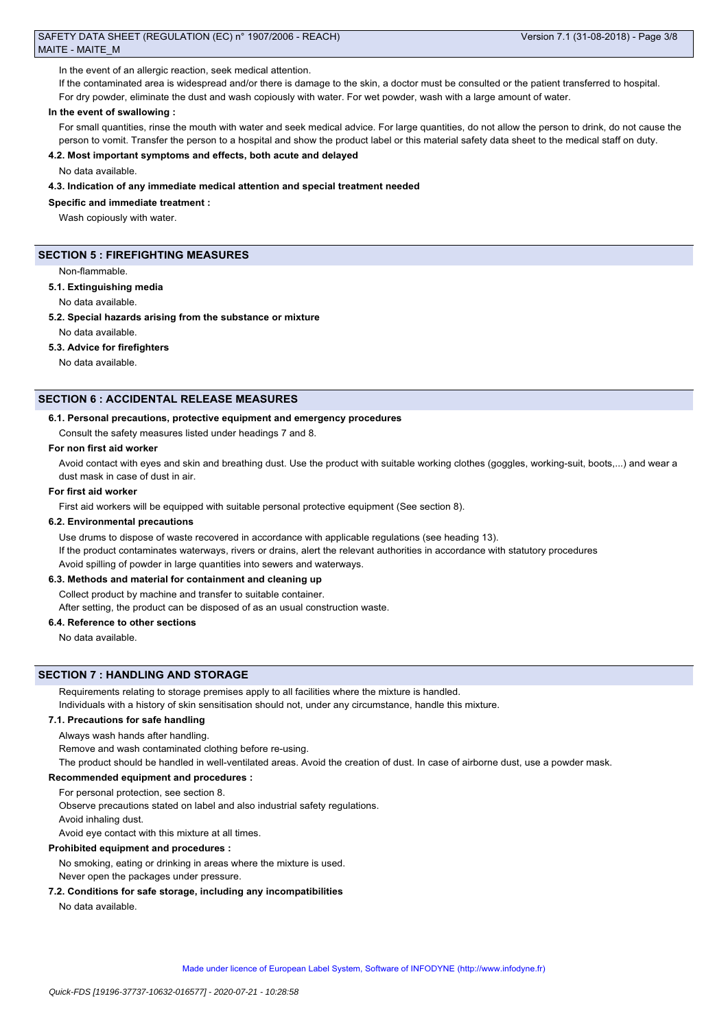In the event of an allergic reaction, seek medical attention.

If the contaminated area is widespread and/or there is damage to the skin, a doctor must be consulted or the patient transferred to hospital.

For dry powder, eliminate the dust and wash copiously with water. For wet powder, wash with a large amount of water.

**In the event of swallowing :**

For small quantities, rinse the mouth with water and seek medical advice. For large quantities, do not allow the person to drink, do not cause the person to vomit. Transfer the person to a hospital and show the product label or this material safety data sheet to the medical staff on duty.

**4.2. Most important symptoms and effects, both acute and delayed**

No data available.

**4.3. Indication of any immediate medical attention and special treatment needed**

**Specific and immediate treatment :**

Wash copiously with water.

## SECTION 5 : FIREFIGHTING MEASURES

Non-flammable.

**5.1. Extinguishing media**

No data available.

**5.2. Special hazards arising from the substance or mixture**

No data available.

**5.3. Advice for firefighters**

No data available.

## SECTION 6 : ACCIDENTAL RELEASE MEASURES

**6.1. Personal precautions, protective equipment and emergency procedures**

Consult the safety measures listed under headings 7 and 8.

**For non first aid worker**

Avoid contact with eyes and skin and breathing dust. Use the product with suitable working clothes (goggles, working-suit, boots,...) and wear a dust mask in case of dust in air.

**For first aid worker**

First aid workers will be equipped with suitable personal protective equipment (See section 8).

**6.2. Environmental precautions**

Use drums to dispose of waste recovered in accordance with applicable regulations (see heading 13).

If the product contaminates waterways, rivers or drains, alert the relevant authorities in accordance with statutory procedures

Avoid spilling of powder in large quantities into sewers and waterways.

**6.3. Methods and material for containment and cleaning up**

Collect product by machine and transfer to suitable container.

After setting, the product can be disposed of as an usual construction waste.

**6.4. Reference to other sections**

No data available.

## SECTION 7 : HANDLING AND STORAGE

Requirements relating to storage premises apply to all facilities where the mixture is handled.

Individuals with a history of skin sensitisation should not, under any circumstance, handle this mixture.

**7.1. Precautions for safe handling**

Always wash hands after handling.

Remove and wash contaminated clothing before re-using.

The product should be handled in well-ventilated areas. Avoid the creation of dust. In case of airborne dust, use a powder mask.

**Recommended equipment and procedures :**

For personal protection, see section 8.

Observe precautions stated on label and also industrial safety regulations.

Avoid inhaling dust.

Avoid eye contact with this mixture at all times.

**Prohibited equipment and procedures :**

No smoking, eating or drinking in areas where the mixture is used.

Never open the packages under pressure.

**7.2. Conditions for safe storage, including any incompatibilities**

No data available.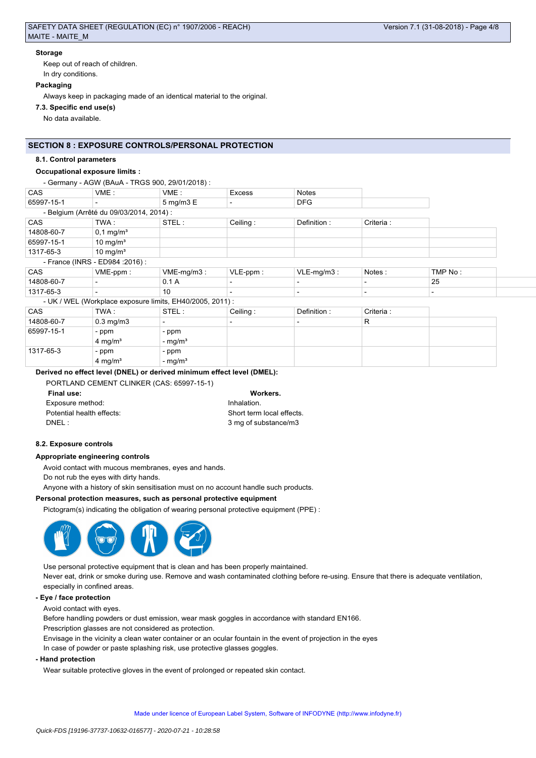**Storage**

Keep out of reach of children.

In dry conditions.

**Packaging**

Always keep in packaging made of an identical material to the original.

**7.3. Specific end use(s)**

No data available.

## SECTION 8 : EXPOSURE CONTROLS/PERSONAL PROTECTION

**8.1. Control parameters**

**Occupational exposure limits :**

- Germany - AGW (BAuA - TRGS 900, 29/01/2018) :

| CAS | VME : | VME : | Excess | Notes |
|---|---|---|---|---|
| 65997-15-1 | - | 5 mg/m3 E | - | DFG |

- Belgium (Arrêté du 09/03/2014, 2014) :

| CAS | TWA : | STEL : | Ceiling : | Definition : | Criteria : |
|---|---|---|---|---|---|
| 14808-60-7 | 0,1 mg/m³ | | | | |
| 65997-15-1 | 10 mg/m³ | | | | |
| 1317-65-3 | 10 mg/m³ | | | | |

- France (INRS - ED984 :2016) :

| CAS | VME-ppm : | VME-mg/m3 : | VLE-ppm : | VLE-mg/m3 : | Notes : | TMP No : |
|---|---|---|---|---|---|---|
| 14808-60-7 | - | 0.1 A | - | - | - | 25 |
| 1317-65-3 | - | 10 | - | - | - | - |

- UK / WEL (Workplace exposure limits, EH40/2005, 2011) :

| CAS | TWA : | STEL : | Ceiling : | Definition : | Criteria : |
|---|---|---|---|---|---|
| 14808-60-7 | 0.3 mg/m3 | - | - | - | R |
| 65997-15-1 | - ppm<br>4 mg/m³ | - ppm<br>- mg/m³ | | | |
| 1317-65-3 | - ppm<br>4 mg/m³ | - ppm<br>- mg/m³ | | | |

**Derived no effect level (DNEL) or derived minimum effect level (DMEL):**

PORTLAND CEMENT CLINKER (CAS: 65997-15-1)

| **Final use:** | **Workers.** |
|---|---|
| Exposure method: | Inhalation. |
| Potential health effects: | Short term local effects. |
| DNEL : | 3 mg of substance/m3 |

**8.2. Exposure controls**

**Appropriate engineering controls**

Avoid contact with mucous membranes, eyes and hands.

Do not rub the eyes with dirty hands.

Anyone with a history of skin sensitisation must on no account handle such products.

**Personal protection measures, such as personal protective equipment**

Pictogram(s) indicating the obligation of wearing personal protective equipment (PPE) :

Use personal protective equipment that is clean and has been properly maintained.

Never eat, drink or smoke during use. Remove and wash contaminated clothing before re-using. Ensure that there is adequate ventilation, especially in confined areas.

**- Eye / face protection**

Avoid contact with eyes.

Before handling powders or dust emission, wear mask goggles in accordance with standard EN166.

Prescription glasses are not considered as protection.

Envisage in the vicinity a clean water container or an ocular fountain in the event of projection in the eyes

In case of powder or paste splashing risk, use protective glasses goggles.

**- Hand protection**

Wear suitable protective gloves in the event of prolonged or repeated skin contact.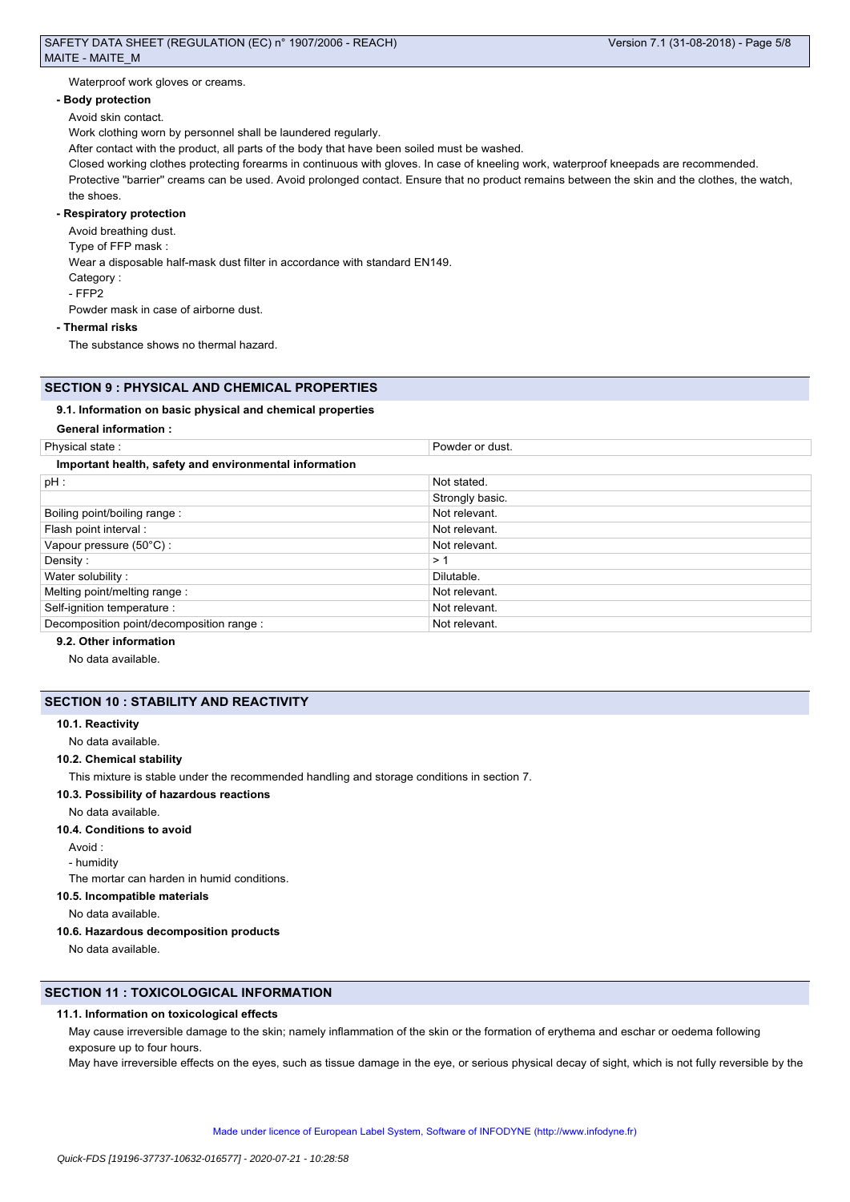Waterproof work gloves or creams.

**- Body protection**

Avoid skin contact.

Work clothing worn by personnel shall be laundered regularly.

After contact with the product, all parts of the body that have been soiled must be washed.

Closed working clothes protecting forearms in continuous with gloves. In case of kneeling work, waterproof kneepads are recommended.

Protective "barrier" creams can be used. Avoid prolonged contact. Ensure that no product remains between the skin and the clothes, the watch, the shoes.

**- Respiratory protection**

Avoid breathing dust.

Type of FFP mask :

Wear a disposable half-mask dust filter in accordance with standard EN149.

Category :

- FFP2

Powder mask in case of airborne dust.

**- Thermal risks**

The substance shows no thermal hazard.

## SECTION 9 : PHYSICAL AND CHEMICAL PROPERTIES

### 9.1. Information on basic physical and chemical properties

**General information :**

| Physical state : | Powder or dust. |
|---|---|

**Important health, safety and environmental information**

| pH : | Not stated. |
|---|---|
| | Strongly basic. |
| Boiling point/boiling range : | Not relevant. |
| Flash point interval : | Not relevant. |
| Vapour pressure (50°C) : | Not relevant. |
| Density : | > 1 |
| Water solubility : | Dilutable. |
| Melting point/melting range : | Not relevant. |
| Self-ignition temperature : | Not relevant. |
| Decomposition point/decomposition range : | Not relevant. |

### 9.2. Other information

No data available.

## SECTION 10 : STABILITY AND REACTIVITY

### 10.1. Reactivity

No data available.

### 10.2. Chemical stability

This mixture is stable under the recommended handling and storage conditions in section 7.

### 10.3. Possibility of hazardous reactions

No data available.

### 10.4. Conditions to avoid

Avoid :

- humidity

The mortar can harden in humid conditions.

### 10.5. Incompatible materials

No data available.

### 10.6. Hazardous decomposition products

No data available.

## SECTION 11 : TOXICOLOGICAL INFORMATION

### 11.1. Information on toxicological effects

May cause irreversible damage to the skin; namely inflammation of the skin or the formation of erythema and eschar or oedema following exposure up to four hours.

May have irreversible effects on the eyes, such as tissue damage in the eye, or serious physical decay of sight, which is not fully reversible by the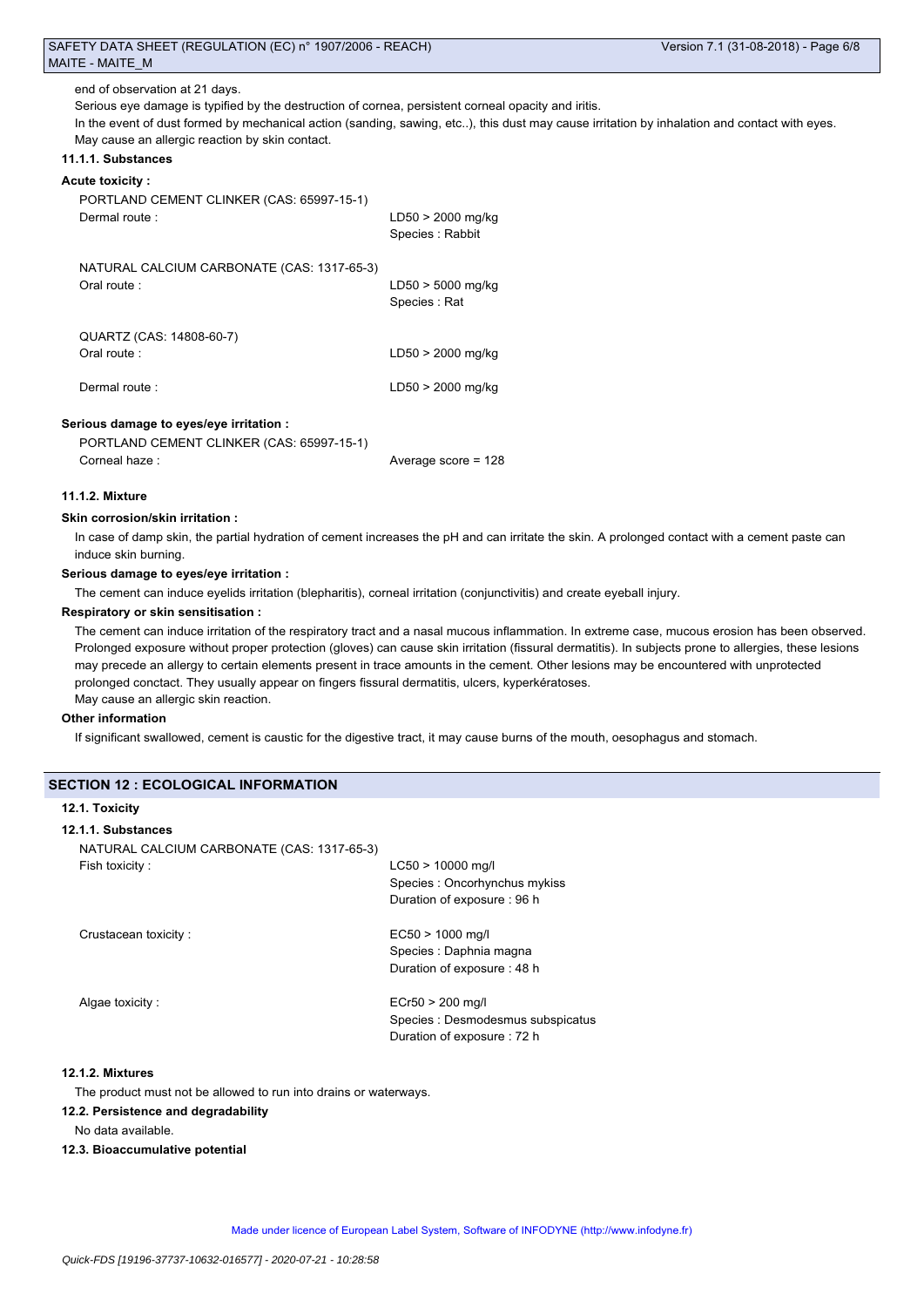end of observation at 21 days.

Serious eye damage is typified by the destruction of cornea, persistent corneal opacity and iritis.

In the event of dust formed by mechanical action (sanding, sawing, etc..), this dust may cause irritation by inhalation and contact with eyes.

May cause an allergic reaction by skin contact.

#### 11.1.1. Substances

**Acute toxicity :**

PORTLAND CEMENT CLINKER (CAS: 65997-15-1)

| | |
|---|---|
| Dermal route : | LD50 > 2000 mg/kg<br>Species : Rabbit |

NATURAL CALCIUM CARBONATE (CAS: 1317-65-3)

| | |
|---|---|
| Oral route : | LD50 > 5000 mg/kg<br>Species : Rat |

QUARTZ (CAS: 14808-60-7)

| | |
|---|---|
| Oral route : | LD50 > 2000 mg/kg |
| Dermal route : | LD50 > 2000 mg/kg |

**Serious damage to eyes/eye irritation :**

PORTLAND CEMENT CLINKER (CAS: 65997-15-1)

| | |
|---|---|
| Corneal haze : | Average score = 128 |

#### 11.1.2. Mixture

**Skin corrosion/skin irritation :**

In case of damp skin, the partial hydration of cement increases the pH and can irritate the skin. A prolonged contact with a cement paste can induce skin burning.

**Serious damage to eyes/eye irritation :**

The cement can induce eyelids irritation (blepharitis), corneal irritation (conjunctivitis) and create eyeball injury.

**Respiratory or skin sensitisation :**

The cement can induce irritation of the respiratory tract and a nasal mucous inflammation. In extreme case, mucous erosion has been observed. Prolonged exposure without proper protection (gloves) can cause skin irritation (fissural dermatitis). In subjects prone to allergies, these lesions may precede an allergy to certain elements present in trace amounts in the cement. Other lesions may be encountered with unprotected prolonged conctact. They usually appear on fingers fissural dermatitis, ulcers, kyperkératoses.

May cause an allergic skin reaction.

**Other information**

If significant swallowed, cement is caustic for the digestive tract, it may cause burns of the mouth, oesophagus and stomach.

## SECTION 12 : ECOLOGICAL INFORMATION

### 12.1. Toxicity

#### 12.1.1. Substances

NATURAL CALCIUM CARBONATE (CAS: 1317-65-3)

| | |
|---|---|
| Fish toxicity : | LC50 > 10000 mg/l<br>Species : Oncorhynchus mykiss<br>Duration of exposure : 96 h |
| Crustacean toxicity : | EC50 > 1000 mg/l<br>Species : Daphnia magna<br>Duration of exposure : 48 h |
| Algae toxicity : | ECr50 > 200 mg/l<br>Species : Desmodesmus subspicatus<br>Duration of exposure : 72 h |

#### 12.1.2. Mixtures

The product must not be allowed to run into drains or waterways.

### 12.2. Persistence and degradability

No data available.

### 12.3. Bioaccumulative potential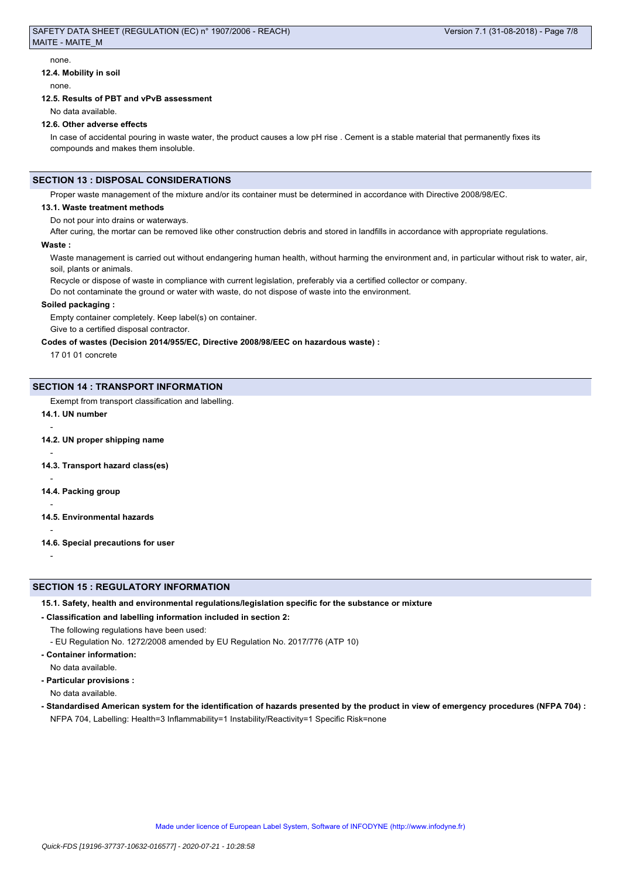none.

#### 12.4. Mobility in soil

none.

#### 12.5. Results of PBT and vPvB assessment

No data available.

#### 12.6. Other adverse effects

In case of accidental pouring in waste water, the product causes a low pH rise . Cement is a stable material that permanently fixes its compounds and makes them insoluble.

## SECTION 13 : DISPOSAL CONSIDERATIONS

Proper waste management of the mixture and/or its container must be determined in accordance with Directive 2008/98/EC.

#### 13.1. Waste treatment methods

Do not pour into drains or waterways.

After curing, the mortar can be removed like other construction debris and stored in landfills in accordance with appropriate regulations.

**Waste :**

Waste management is carried out without endangering human health, without harming the environment and, in particular without risk to water, air, soil, plants or animals.

Recycle or dispose of waste in compliance with current legislation, preferably via a certified collector or company.

Do not contaminate the ground or water with waste, do not dispose of waste into the environment.

**Soiled packaging :**

Empty container completely. Keep label(s) on container.

Give to a certified disposal contractor.

**Codes of wastes (Decision 2014/955/EC, Directive 2008/98/EEC on hazardous waste) :**

17 01 01 concrete

## SECTION 14 : TRANSPORT INFORMATION

Exempt from transport classification and labelling.

#### 14.1. UN number

-

#### 14.2. UN proper shipping name

-

#### 14.3. Transport hazard class(es)

-

#### 14.4. Packing group

-

#### 14.5. Environmental hazards

-

#### 14.6. Special precautions for user

-

## SECTION 15 : REGULATORY INFORMATION

#### 15.1. Safety, health and environmental regulations/legislation specific for the substance or mixture

**- Classification and labelling information included in section 2:**

The following regulations have been used:

- EU Regulation No. 1272/2008 amended by EU Regulation No. 2017/776 (ATP 10)

**- Container information:**

No data available.

**- Particular provisions :**

No data available.

**- Standardised American system for the identification of hazards presented by the product in view of emergency procedures (NFPA 704) :**

NFPA 704, Labelling: Health=3 Inflammability=1 Instability/Reactivity=1 Specific Risk=none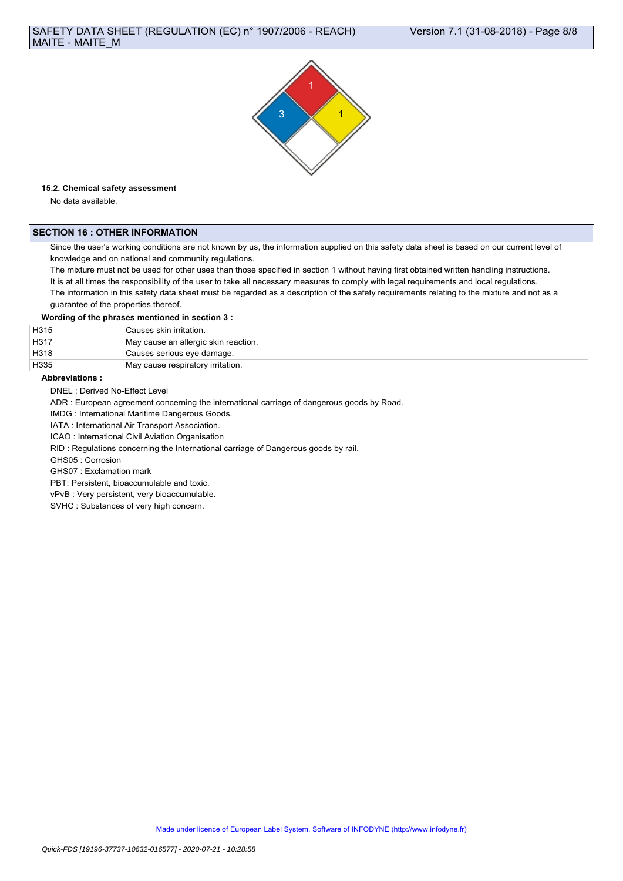1

3

1

**15.2. Chemical safety assessment**

No data available.

## SECTION 16 : OTHER INFORMATION

Since the user's working conditions are not known by us, the information supplied on this safety data sheet is based on our current level of knowledge and on national and community regulations.

The mixture must not be used for other uses than those specified in section 1 without having first obtained written handling instructions.

It is at all times the responsibility of the user to take all necessary measures to comply with legal requirements and local regulations.

The information in this safety data sheet must be regarded as a description of the safety requirements relating to the mixture and not as a guarantee of the properties thereof.

**Wording of the phrases mentioned in section 3 :**

| | |
|---|---|
| H315 | Causes skin irritation. |
| H317 | May cause an allergic skin reaction. |
| H318 | Causes serious eye damage. |
| H335 | May cause respiratory irritation. |

**Abbreviations :**

DNEL : Derived No-Effect Level

ADR : European agreement concerning the international carriage of dangerous goods by Road.

IMDG : International Maritime Dangerous Goods.

IATA : International Air Transport Association.

ICAO : International Civil Aviation Organisation

RID : Regulations concerning the International carriage of Dangerous goods by rail.

GHS05 : Corrosion

GHS07 : Exclamation mark

PBT: Persistent, bioaccumulable and toxic.

vPvB : Very persistent, very bioaccumulable.

SVHC : Substances of very high concern.